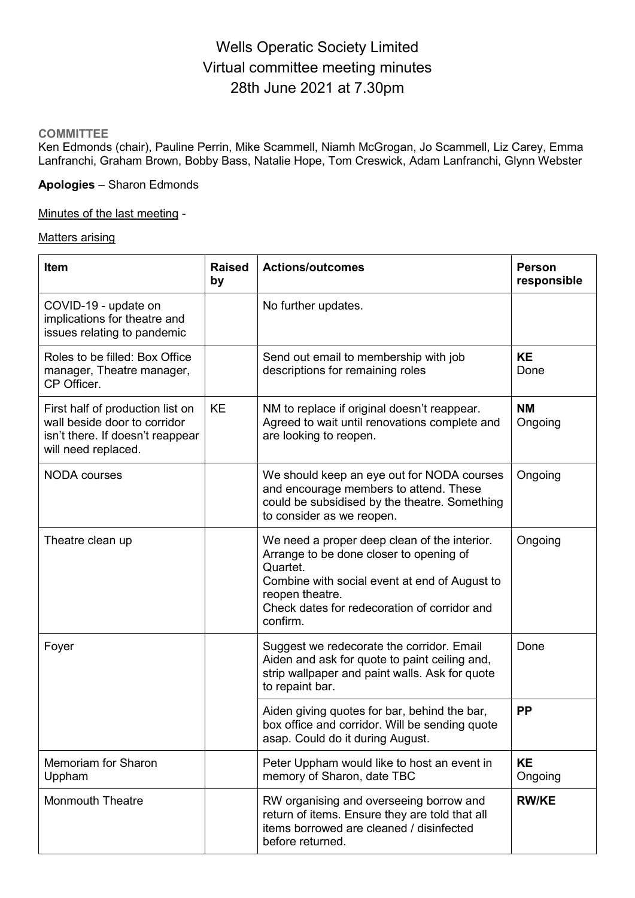# Wells Operatic Society Limited
# Virtual committee meeting minutes
# 28th June 2021 at 7.30pm

**COMMITTEE**

Ken Edmonds (chair), Pauline Perrin, Mike Scammell, Niamh McGrogan, Jo Scammell, Liz Carey, Emma Lanfranchi, Graham Brown, Bobby Bass, Natalie Hope, Tom Creswick, Adam Lanfranchi, Glynn Webster

**Apologies** – Sharon Edmonds

Minutes of the last meeting -

Matters arising

| Item | Raised by | Actions/outcomes | Person responsible |
|---|---|---|---|
| COVID-19 - update on implications for theatre and issues relating to pandemic | | No further updates. | |
| Roles to be filled: Box Office manager, Theatre manager, CP Officer. | | Send out email to membership with job descriptions for remaining roles | **KE** Done |
| First half of production list on wall beside door to corridor isn't there. If doesn't reappear will need replaced. | KE | NM to replace if original doesn't reappear. Agreed to wait until renovations complete and are looking to reopen. | **NM** Ongoing |
| NODA courses | | We should keep an eye out for NODA courses and encourage members to attend. These could be subsidised by the theatre. Something to consider as we reopen. | Ongoing |
| Theatre clean up | | We need a proper deep clean of the interior. Arrange to be done closer to opening of Quartet.<br>Combine with social event at end of August to reopen theatre.<br>Check dates for redecoration of corridor and confirm. | Ongoing |
| Foyer | | Suggest we redecorate the corridor. Email Aiden and ask for quote to paint ceiling and, strip wallpaper and paint walls. Ask for quote to repaint bar. | Done |
| | | Aiden giving quotes for bar, behind the bar, box office and corridor. Will be sending quote asap. Could do it during August. | **PP** |
| Memoriam for Sharon Uppham | | Peter Uppham would like to host an event in memory of Sharon, date TBC | **KE** Ongoing |
| Monmouth Theatre | | RW organising and overseeing borrow and return of items. Ensure they are told that all items borrowed are cleaned / disinfected before returned. | **RW/KE** |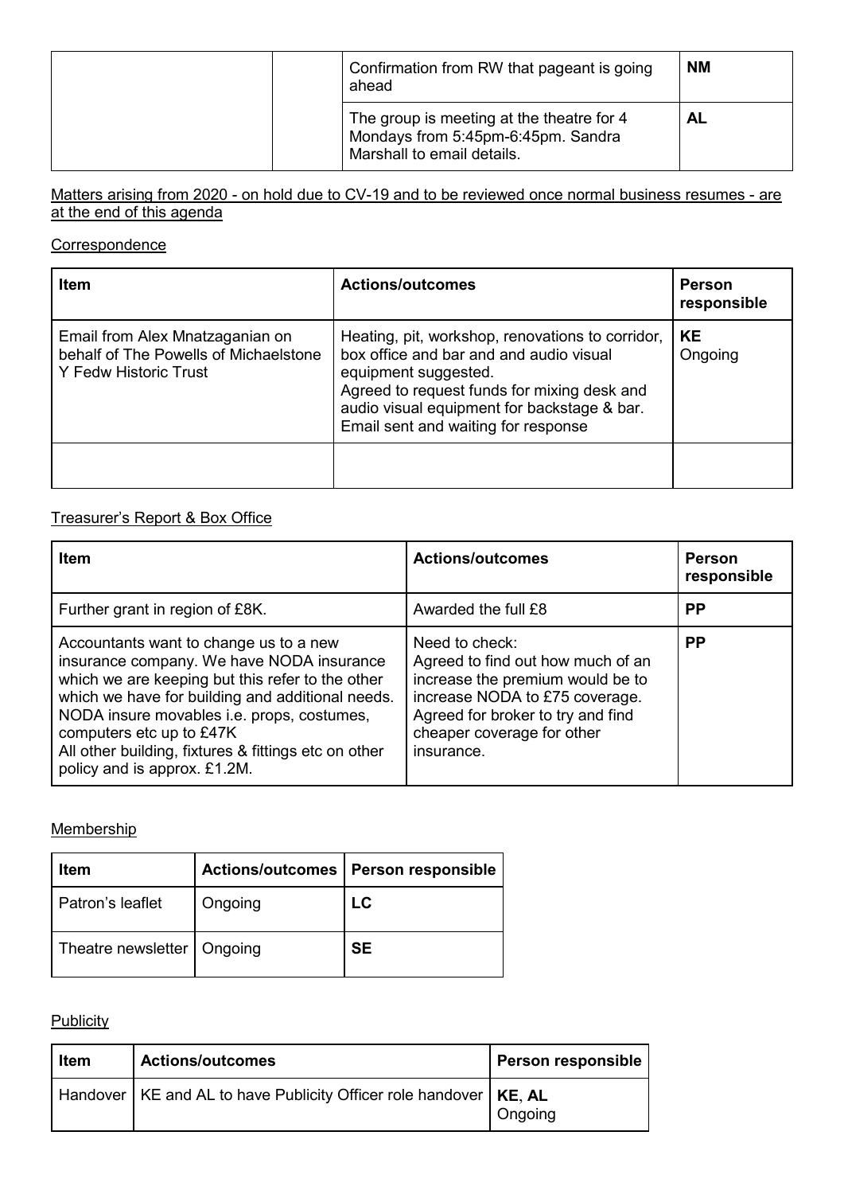| | | | |
|---|---|---|---|
| | | Confirmation from RW that pageant is going ahead | **NM** |
| | | The group is meeting at the theatre for 4 Mondays from 5:45pm-6:45pm. Sandra Marshall to email details. | **AL** |

Matters arising from 2020 - on hold due to CV-19 and to be reviewed once normal business resumes - are at the end of this agenda

Correspondence

| Item | Actions/outcomes | Person responsible |
|---|---|---|
| Email from Alex Mnatzaganian on behalf of The Powells of Michaelstone Y Fedw Historic Trust | Heating, pit, workshop, renovations to corridor, box office and bar and and audio visual equipment suggested.<br>Agreed to request funds for mixing desk and audio visual equipment for backstage & bar.<br>Email sent and waiting for response | **KE**<br>Ongoing |
| | | |

Treasurer's Report & Box Office

| Item | Actions/outcomes | Person responsible |
|---|---|---|
| Further grant in region of £8K. | Awarded the full £8 | **PP** |
| Accountants want to change us to a new insurance company. We have NODA insurance which we are keeping but this refer to the other which we have for building and additional needs. NODA insure movables i.e. props, costumes, computers etc up to £47K<br>All other building, fixtures & fittings etc on other policy and is approx. £1.2M. | Need to check:<br>Agreed to find out how much of an increase the premium would be to increase NODA to £75 coverage.<br>Agreed for broker to try and find cheaper coverage for other insurance. | **PP** |

Membership

| Item | Actions/outcomes | Person responsible |
|---|---|---|
| Patron's leaflet | Ongoing | **LC** |
| Theatre newsletter | Ongoing | **SE** |

Publicity

| Item | Actions/outcomes | Person responsible |
|---|---|---|
| Handover | KE and AL to have Publicity Officer role handover | **KE**, **AL**<br>Ongoing |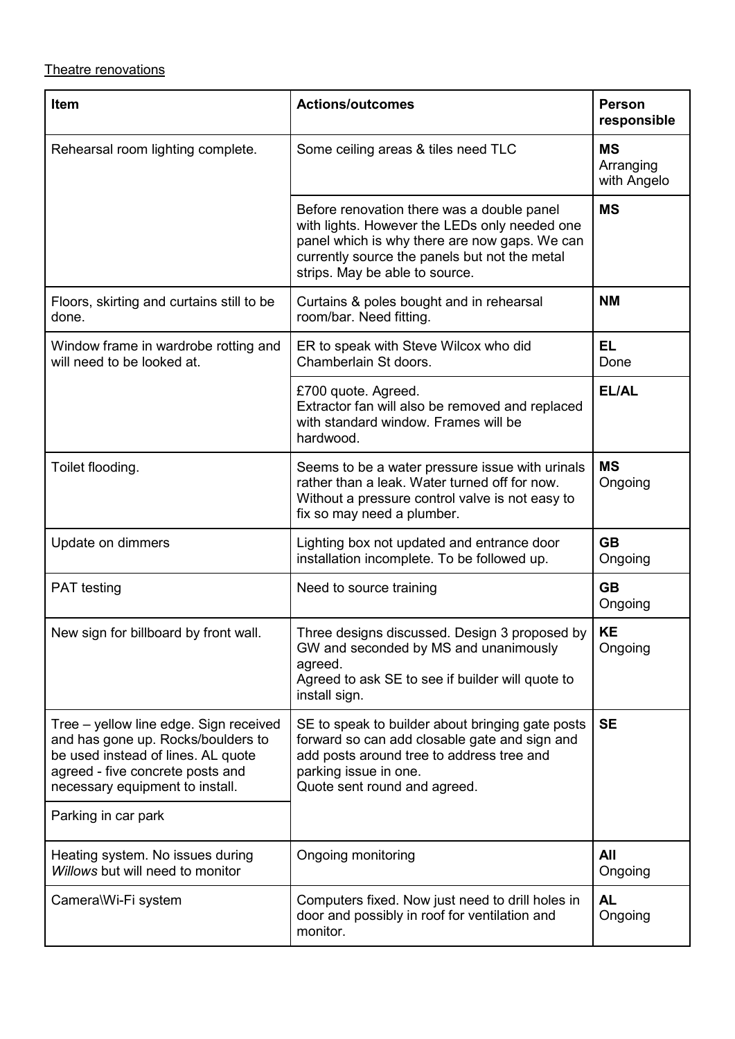<u>Theatre renovations</u>

| Item | Actions/outcomes | Person responsible |
|---|---|---|
| Rehearsal room lighting complete. | Some ceiling areas & tiles need TLC | **MS** Arranging with Angelo |
| | Before renovation there was a double panel with lights. However the LEDs only needed one panel which is why there are now gaps. We can currently source the panels but not the metal strips. May be able to source. | **MS** |
| Floors, skirting and curtains still to be done. | Curtains & poles bought and in rehearsal room/bar. Need fitting. | **NM** |
| Window frame in wardrobe rotting and will need to be looked at. | ER to speak with Steve Wilcox who did Chamberlain St doors. | **EL** Done |
| | £700 quote. Agreed. Extractor fan will also be removed and replaced with standard window. Frames will be hardwood. | **EL/AL** |
| Toilet flooding. | Seems to be a water pressure issue with urinals rather than a leak. Water turned off for now. Without a pressure control valve is not easy to fix so may need a plumber. | **MS** Ongoing |
| Update on dimmers | Lighting box not updated and entrance door installation incomplete. To be followed up. | **GB** Ongoing |
| PAT testing | Need to source training | **GB** Ongoing |
| New sign for billboard by front wall. | Three designs discussed. Design 3 proposed by GW and seconded by MS and unanimously agreed. Agreed to ask SE to see if builder will quote to install sign. | **KE** Ongoing |
| Tree – yellow line edge. Sign received and has gone up. Rocks/boulders to be used instead of lines. AL quote agreed - five concrete posts and necessary equipment to install. | SE to speak to builder about bringing gate posts forward so can add closable gate and sign and add posts around tree to address tree and parking issue in one. Quote sent round and agreed. | **SE** |
| Parking in car park | | |
| Heating system. No issues during *Willows* but will need to monitor | Ongoing monitoring | **All** Ongoing |
| Camera\Wi-Fi system | Computers fixed. Now just need to drill holes in door and possibly in roof for ventilation and monitor. | **AL** Ongoing |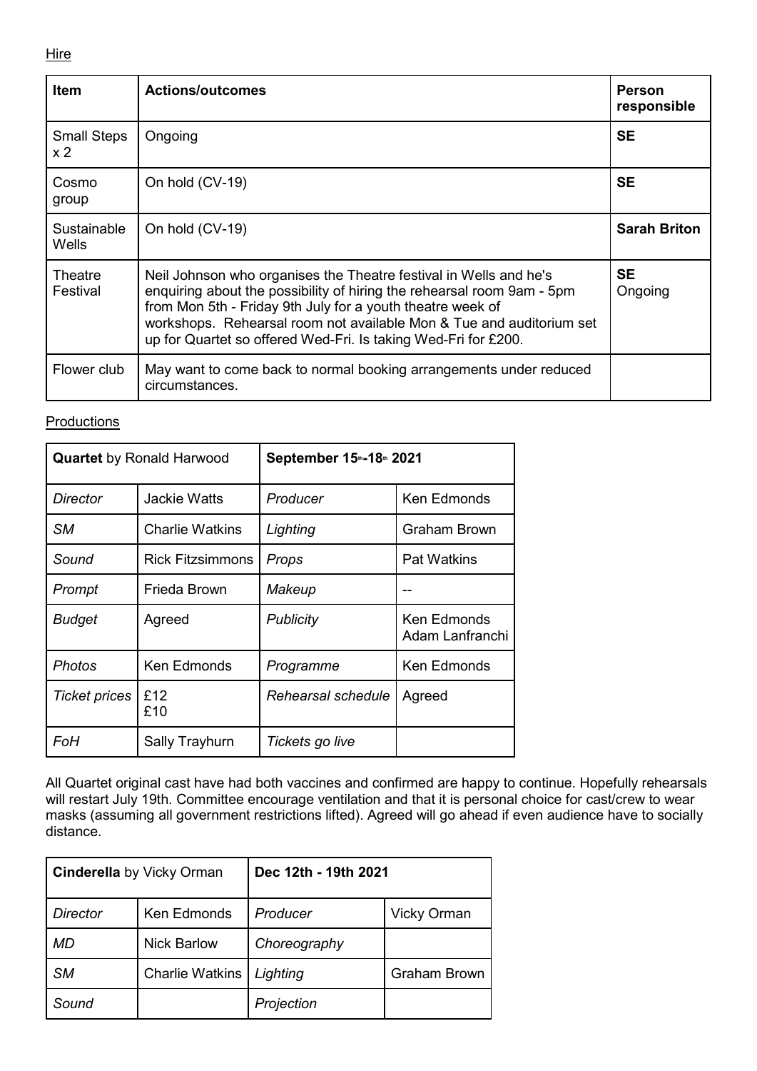Hire

| Item | Actions/outcomes | Person responsible |
|---|---|---|
| Small Steps x 2 | Ongoing | **SE** |
| Cosmo group | On hold (CV-19) | **SE** |
| Sustainable Wells | On hold (CV-19) | **Sarah Briton** |
| Theatre Festival | Neil Johnson who organises the Theatre festival in Wells and he's enquiring about the possibility of hiring the rehearsal room 9am - 5pm from Mon 5th - Friday 9th July for a youth theatre week of workshops. Rehearsal room not available Mon & Tue and auditorium set up for Quartet so offered Wed-Fri. Is taking Wed-Fri for £200. | **SE** Ongoing |
| Flower club | May want to come back to normal booking arrangements under reduced circumstances. | |

Productions

| **Quartet** by Ronald Harwood | | **September 15th-18th 2021** | |
|---|---|---|---|
| *Director* | Jackie Watts | *Producer* | Ken Edmonds |
| *SM* | Charlie Watkins | *Lighting* | Graham Brown |
| *Sound* | Rick Fitzsimmons | *Props* | Pat Watkins |
| *Prompt* | Frieda Brown | *Makeup* | -- |
| *Budget* | Agreed | *Publicity* | Ken Edmonds Adam Lanfranchi |
| *Photos* | Ken Edmonds | *Programme* | Ken Edmonds |
| *Ticket prices* | £12 £10 | *Rehearsal schedule* | Agreed |
| *FoH* | Sally Trayhurn | *Tickets go live* | |

All Quartet original cast have had both vaccines and confirmed are happy to continue. Hopefully rehearsals will restart July 19th. Committee encourage ventilation and that it is personal choice for cast/crew to wear masks (assuming all government restrictions lifted). Agreed will go ahead if even audience have to socially distance.

| **Cinderella** by Vicky Orman | | **Dec 12th - 19th 2021** | |
|---|---|---|---|
| *Director* | Ken Edmonds | *Producer* | Vicky Orman |
| *MD* | Nick Barlow | *Choreography* | |
| *SM* | Charlie Watkins | *Lighting* | Graham Brown |
| *Sound* | | *Projection* | |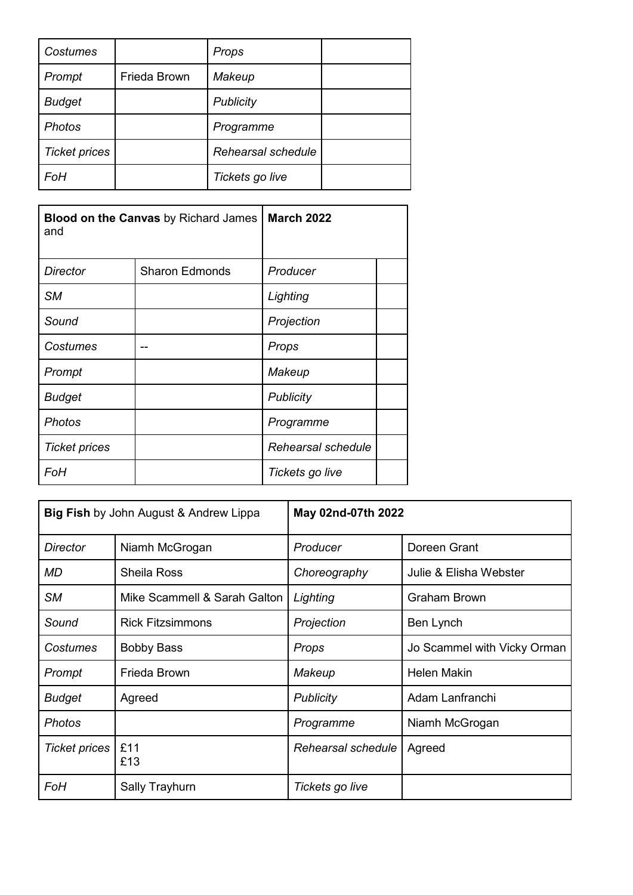| | | | |
|---|---|---|---|
| *Costumes* | | *Props* | |
| *Prompt* | Frieda Brown | *Makeup* | |
| *Budget* | | *Publicity* | |
| *Photos* | | *Programme* | |
| *Ticket prices* | | *Rehearsal schedule* | |
| *FoH* | | *Tickets go live* | |

| **Blood on the Canvas** by Richard James and | | **March 2022** | |
|---|---|---|---|
| *Director* | Sharon Edmonds | *Producer* | |
| *SM* | | *Lighting* | |
| *Sound* | | *Projection* | |
| *Costumes* | -- | *Props* | |
| *Prompt* | | *Makeup* | |
| *Budget* | | *Publicity* | |
| *Photos* | | *Programme* | |
| *Ticket prices* | | *Rehearsal schedule* | |
| *FoH* | | *Tickets go live* | |

| **Big Fish** by John August & Andrew Lippa | | **May 02nd-07th 2022** | |
|---|---|---|---|
| *Director* | Niamh McGrogan | *Producer* | Doreen Grant |
| *MD* | Sheila Ross | *Choreography* | Julie & Elisha Webster |
| *SM* | Mike Scammell & Sarah Galton | *Lighting* | Graham Brown |
| *Sound* | Rick Fitzsimmons | *Projection* | Ben Lynch |
| *Costumes* | Bobby Bass | *Props* | Jo Scammel with Vicky Orman |
| *Prompt* | Frieda Brown | *Makeup* | Helen Makin |
| *Budget* | Agreed | *Publicity* | Adam Lanfranchi |
| *Photos* | | *Programme* | Niamh McGrogan |
| *Ticket prices* | £11<br>£13 | *Rehearsal schedule* | Agreed |
| *FoH* | Sally Trayhurn | *Tickets go live* | |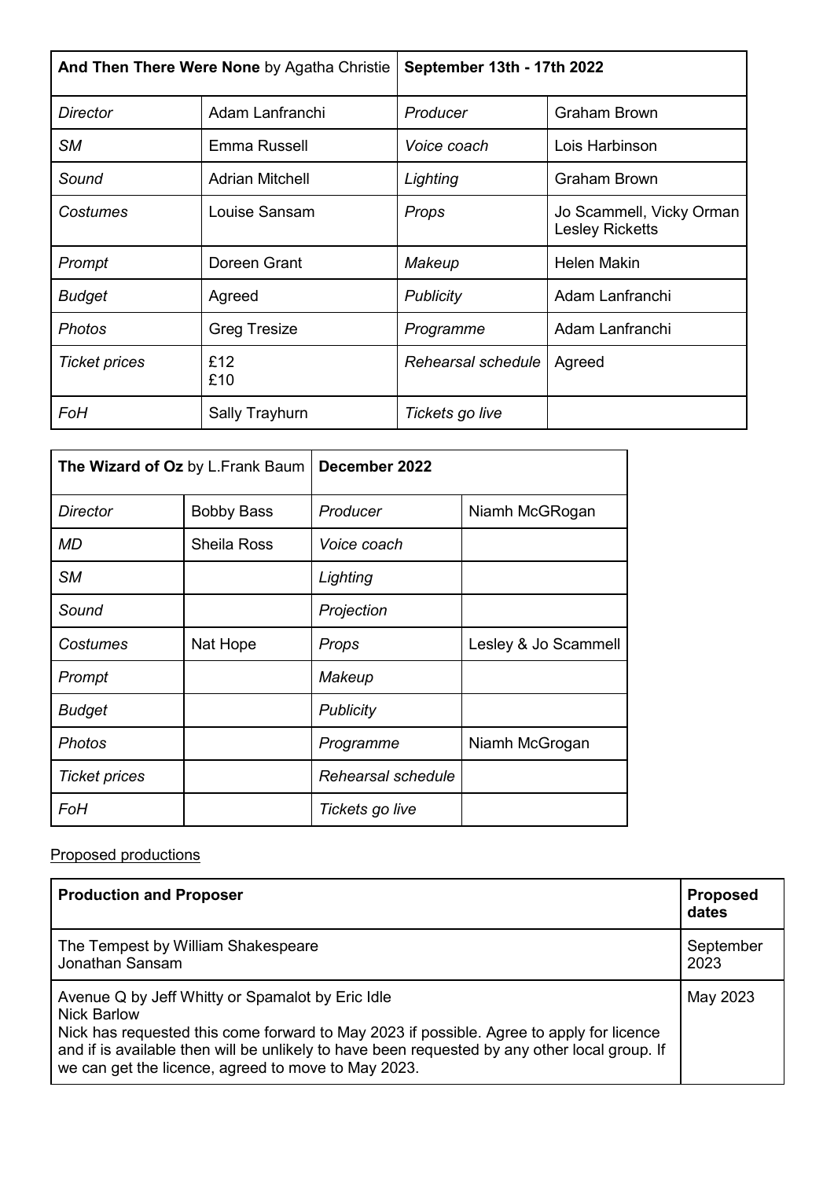| **And Then There Were None** by Agatha Christie | | **September 13th - 17th 2022** | |
|---|---|---|---|
| *Director* | Adam Lanfranchi | *Producer* | Graham Brown |
| *SM* | Emma Russell | *Voice coach* | Lois Harbinson |
| *Sound* | Adrian Mitchell | *Lighting* | Graham Brown |
| *Costumes* | Louise Sansam | *Props* | Jo Scammell, Vicky Orman Lesley Ricketts |
| *Prompt* | Doreen Grant | *Makeup* | Helen Makin |
| *Budget* | Agreed | *Publicity* | Adam Lanfranchi |
| *Photos* | Greg Tresize | *Programme* | Adam Lanfranchi |
| *Ticket prices* | £12 £10 | *Rehearsal schedule* | Agreed |
| *FoH* | Sally Trayhurn | *Tickets go live* | |

| **The Wizard of Oz** by L.Frank Baum | | **December 2022** | |
|---|---|---|---|
| *Director* | Bobby Bass | *Producer* | Niamh McGRogan |
| *MD* | Sheila Ross | *Voice coach* | |
| *SM* | | *Lighting* | |
| *Sound* | | *Projection* | |
| *Costumes* | Nat Hope | *Props* | Lesley & Jo Scammell |
| *Prompt* | | *Makeup* | |
| *Budget* | | *Publicity* | |
| *Photos* | | *Programme* | Niamh McGrogan |
| *Ticket prices* | | *Rehearsal schedule* | |
| *FoH* | | *Tickets go live* | |

<u>Proposed productions</u>

| **Production and Proposer** | **Proposed dates** |
|---|---|
| The Tempest by William Shakespeare<br>Jonathan Sansam | September 2023 |
| Avenue Q by Jeff Whitty or Spamalot by Eric Idle<br>Nick Barlow<br>Nick has requested this come forward to May 2023 if possible. Agree to apply for licence and if is available then will be unlikely to have been requested by any other local group. If we can get the licence, agreed to move to May 2023. | May 2023 |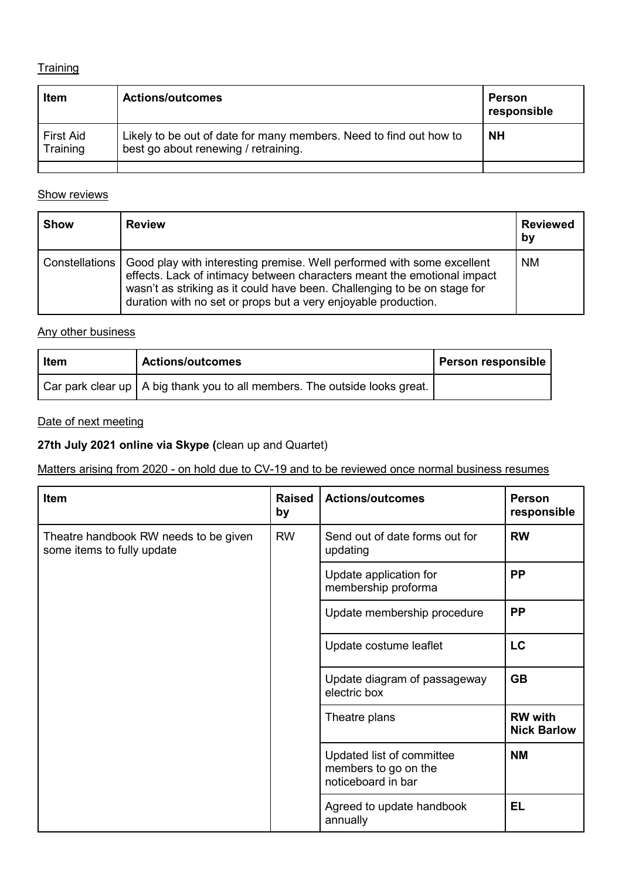Training

| Item | Actions/outcomes | Person responsible |
|---|---|---|
| First Aid Training | Likely to be out of date for many members. Need to find out how to best go about renewing / retraining. | **NH** |
| | | |

Show reviews

| Show | Review | Reviewed by |
|---|---|---|
| Constellations | Good play with interesting premise. Well performed with some excellent effects. Lack of intimacy between characters meant the emotional impact wasn't as striking as it could have been. Challenging to be on stage for duration with no set or props but a very enjoyable production. | NM |

Any other business

| Item | Actions/outcomes | Person responsible |
|---|---|---|
| Car park clear up | A big thank you to all members. The outside looks great. | |

Date of next meeting

**27th July 2021 online via Skype (**clean up and Quartet)

Matters arising from 2020 - on hold due to CV-19 and to be reviewed once normal business resumes

| Item | Raised by | Actions/outcomes | Person responsible |
|---|---|---|---|
| Theatre handbook RW needs to be given some items to fully update | RW | Send out of date forms out for updating | **RW** |
| | | Update application for membership proforma | **PP** |
| | | Update membership procedure | **PP** |
| | | Update costume leaflet | **LC** |
| | | Update diagram of passageway electric box | **GB** |
| | | Theatre plans | **RW with Nick Barlow** |
| | | Updated list of committee members to go on the noticeboard in bar | **NM** |
| | | Agreed to update handbook annually | **EL** |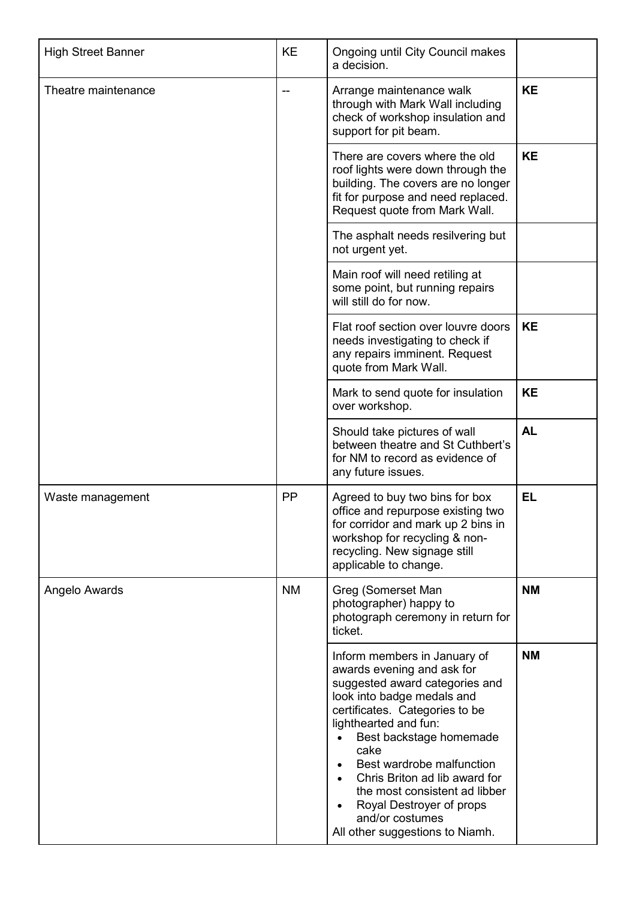| | | | |
|---|---|---|---|
| High Street Banner | KE | Ongoing until City Council makes a decision. | |
| Theatre maintenance | -- | Arrange maintenance walk through with Mark Wall including check of workshop insulation and support for pit beam. | **KE** |
| | | There are covers where the old roof lights were down through the building. The covers are no longer fit for purpose and need replaced. Request quote from Mark Wall. | **KE** |
| | | The asphalt needs resilvering but not urgent yet. | |
| | | Main roof will need retiling at some point, but running repairs will still do for now. | |
| | | Flat roof section over louvre doors needs investigating to check if any repairs imminent. Request quote from Mark Wall. | **KE** |
| | | Mark to send quote for insulation over workshop. | **KE** |
| | | Should take pictures of wall between theatre and St Cuthbert's for NM to record as evidence of any future issues. | **AL** |
| Waste management | PP | Agreed to buy two bins for box office and repurpose existing two for corridor and mark up 2 bins in workshop for recycling & non-recycling. New signage still applicable to change. | **EL** |
| Angelo Awards | NM | Greg (Somerset Man photographer) happy to photograph ceremony in return for ticket. | **NM** |
| | | Inform members in January of awards evening and ask for suggested award categories and look into badge medals and certificates. Categories to be lighthearted and fun: <br>• Best backstage homemade cake <br>• Best wardrobe malfunction <br>• Chris Briton ad lib award for the most consistent ad libber <br>• Royal Destroyer of props and/or costumes <br>All other suggestions to Niamh. | **NM** |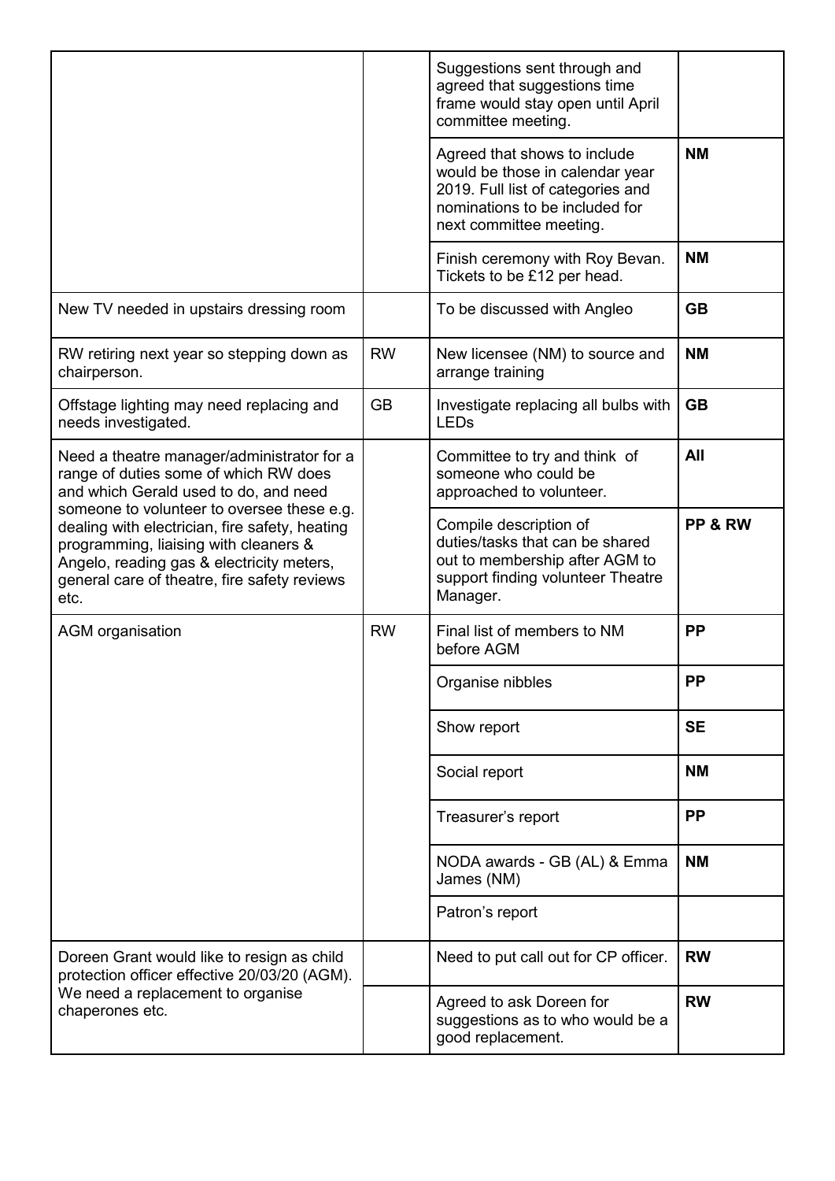| | | | |
|---|---|---|---|
| | | Suggestions sent through and agreed that suggestions time frame would stay open until April committee meeting. | |
| | | Agreed that shows to include would be those in calendar year 2019. Full list of categories and nominations to be included for next committee meeting. | **NM** |
| | | Finish ceremony with Roy Bevan. Tickets to be £12 per head. | **NM** |
| New TV needed in upstairs dressing room | | To be discussed with Angleo | **GB** |
| RW retiring next year so stepping down as chairperson. | RW | New licensee (NM) to source and arrange training | **NM** |
| Offstage lighting may need replacing and needs investigated. | GB | Investigate replacing all bulbs with LEDs | **GB** |
| Need a theatre manager/administrator for a range of duties some of which RW does and which Gerald used to do, and need someone to volunteer to oversee these e.g. dealing with electrician, fire safety, heating programming, liaising with cleaners & Angelo, reading gas & electricity meters, general care of theatre, fire safety reviews etc. | | Committee to try and think of someone who could be approached to volunteer. | **All** |
| | | Compile description of duties/tasks that can be shared out to membership after AGM to support finding volunteer Theatre Manager. | **PP & RW** |
| AGM organisation | RW | Final list of members to NM before AGM | **PP** |
| | | Organise nibbles | **PP** |
| | | Show report | **SE** |
| | | Social report | **NM** |
| | | Treasurer's report | **PP** |
| | | NODA awards - GB (AL) & Emma James (NM) | **NM** |
| | | Patron's report | |
| Doreen Grant would like to resign as child protection officer effective 20/03/20 (AGM). We need a replacement to organise chaperones etc. | | Need to put call out for CP officer. | **RW** |
| | | Agreed to ask Doreen for suggestions as to who would be a good replacement. | **RW** |